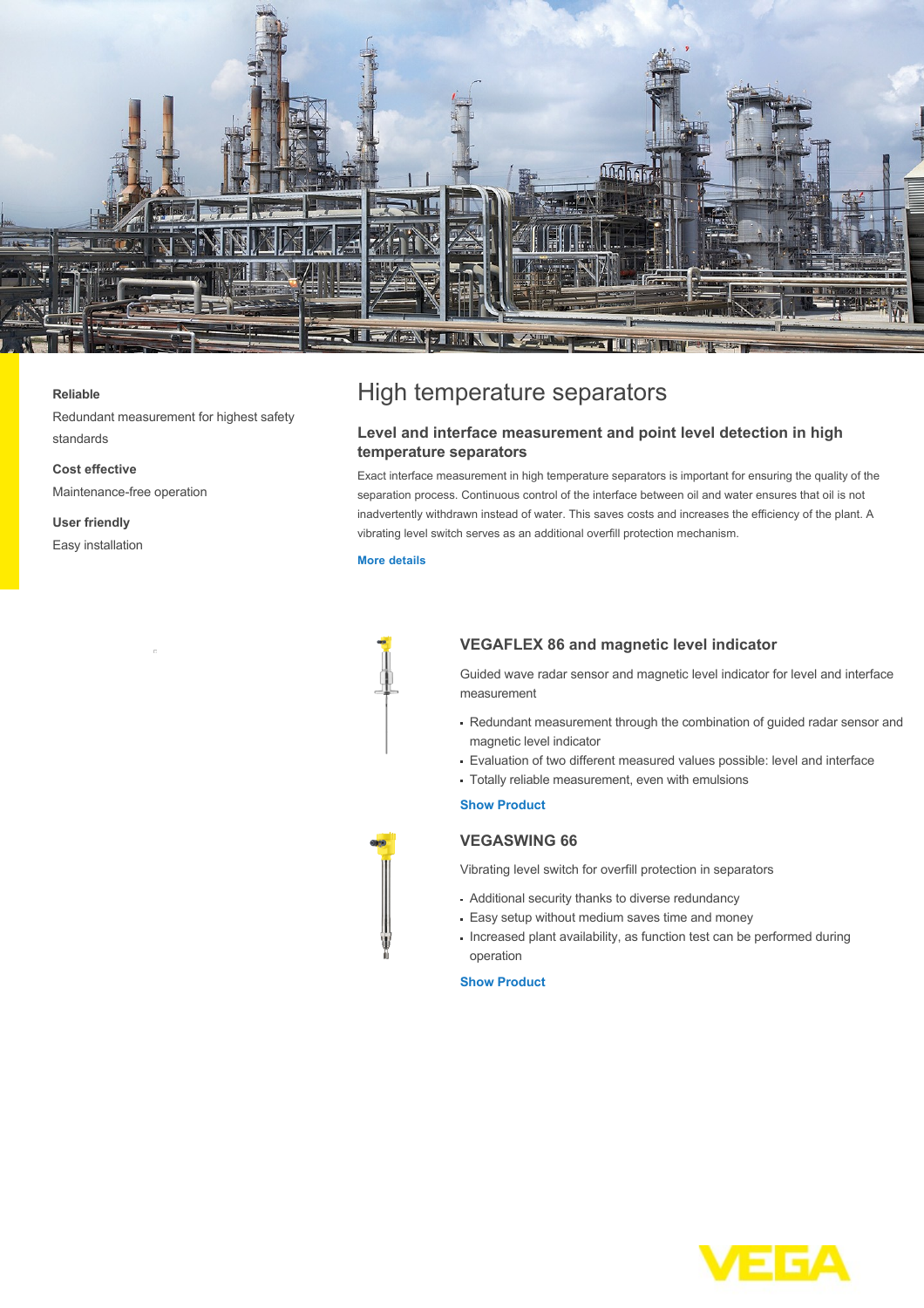**Reliable**

Redundant measurement for highest safety standards

**Cost effective**

Maintenance-free operation

**User friendly**

Easy installation

# High temperature separators

## Level and interface measurement and point level detection in high temperature separators

Exact interface measurement in high temperature separators is important for ensuring the quality of the separation process. Continuous control of the interface between oil and water ensures that oil is not inadvertently withdrawn instead of water. This saves costs and increases the efficiency of the plant. A vibrating level switch serves as an additional overfill protection mechanism.

**More details**

### VEGAFLEX 86 and magnetic level indicator

Guided wave radar sensor and magnetic level indicator for level and interface measurement

- Redundant measurement through the combination of guided radar sensor and magnetic level indicator
- Evaluation of two different measured values possible: level and interface
- Totally reliable measurement, even with emulsions

**Show Product**

### VEGASWING 66

Vibrating level switch for overfill protection in separators

- Additional security thanks to diverse redundancy
- Easy setup without medium saves time and money
- Increased plant availability, as function test can be performed during operation

**Show Product**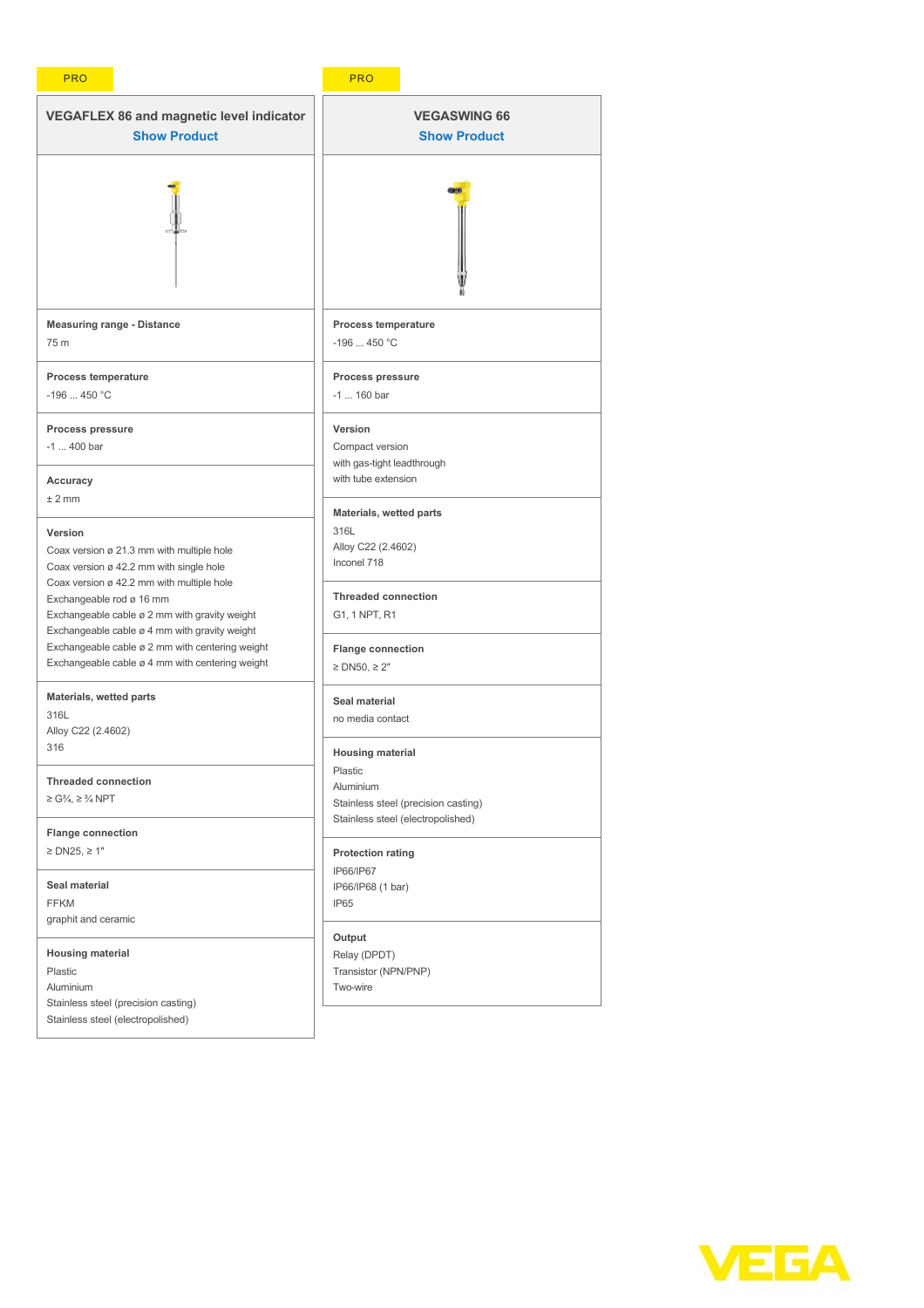PRO

## VEGAFLEX 86 and magnetic level indicator

Show Product

**Measuring range - Distance**
75 m

**Process temperature**
-196 ... 450 °C

**Process pressure**
-1 ... 400 bar

**Accuracy**
± 2 mm

**Version**
Coax version ø 21.3 mm with multiple hole
Coax version ø 42.2 mm with single hole
Coax version ø 42.2 mm with multiple hole
Exchangeable rod ø 16 mm
Exchangeable cable ø 2 mm with gravity weight
Exchangeable cable ø 4 mm with gravity weight
Exchangeable cable ø 2 mm with centering weight
Exchangeable cable ø 4 mm with centering weight

**Materials, wetted parts**
316L
Alloy C22 (2.4602)
316

**Threaded connection**
≥ G¾, ≥ ¾ NPT

**Flange connection**
≥ DN25, ≥ 1"

**Seal material**
FFKM
graphit and ceramic

**Housing material**
Plastic
Aluminium
Stainless steel (precision casting)
Stainless steel (electropolished)

PRO

## VEGASWING 66

Show Product

**Process temperature**
-196 ... 450 °C

**Process pressure**
-1 ... 160 bar

**Version**
Compact version
with gas-tight leadthrough
with tube extension

**Materials, wetted parts**
316L
Alloy C22 (2.4602)
Inconel 718

**Threaded connection**
G1, 1 NPT, R1

**Flange connection**
≥ DN50, ≥ 2"

**Seal material**
no media contact

**Housing material**
Plastic
Aluminium
Stainless steel (precision casting)
Stainless steel (electropolished)

**Protection rating**
IP66/IP67
IP66/IP68 (1 bar)
IP65

**Output**
Relay (DPDT)
Transistor (NPN/PNP)
Two-wire